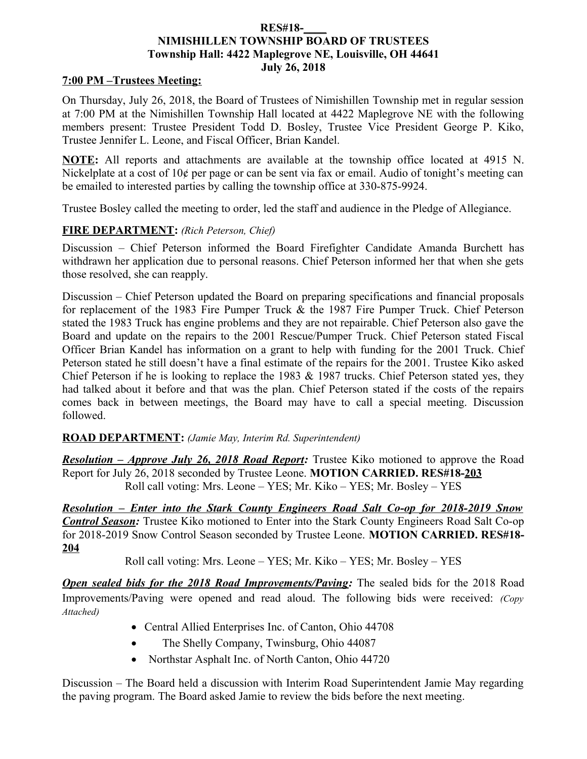**RES#18-\_\_\_\_**
**NIMISHILLEN TOWNSHIP BOARD OF TRUSTEES**
**Township Hall: 4422 Maplegrove NE, Louisville, OH 44641**
**July 26, 2018**

**7:00 PM –Trustees Meeting:**

On Thursday, July 26, 2018, the Board of Trustees of Nimishillen Township met in regular session at 7:00 PM at the Nimishillen Township Hall located at 4422 Maplegrove NE with the following members present: Trustee President Todd D. Bosley, Trustee Vice President George P. Kiko, Trustee Jennifer L. Leone, and Fiscal Officer, Brian Kandel.

**NOTE:** All reports and attachments are available at the township office located at 4915 N. Nickelplate at a cost of 10¢ per page or can be sent via fax or email. Audio of tonight's meeting can be emailed to interested parties by calling the township office at 330-875-9924.

Trustee Bosley called the meeting to order, led the staff and audience in the Pledge of Allegiance.

**FIRE DEPARTMENT:** *(Rich Peterson, Chief)*

Discussion – Chief Peterson informed the Board Firefighter Candidate Amanda Burchett has withdrawn her application due to personal reasons. Chief Peterson informed her that when she gets those resolved, she can reapply.

Discussion – Chief Peterson updated the Board on preparing specifications and financial proposals for replacement of the 1983 Fire Pumper Truck & the 1987 Fire Pumper Truck. Chief Peterson stated the 1983 Truck has engine problems and they are not repairable. Chief Peterson also gave the Board and update on the repairs to the 2001 Rescue/Pumper Truck. Chief Peterson stated Fiscal Officer Brian Kandel has information on a grant to help with funding for the 2001 Truck. Chief Peterson stated he still doesn't have a final estimate of the repairs for the 2001. Trustee Kiko asked Chief Peterson if he is looking to replace the 1983 & 1987 trucks. Chief Peterson stated yes, they had talked about it before and that was the plan. Chief Peterson stated if the costs of the repairs comes back in between meetings, the Board may have to call a special meeting. Discussion followed.

**ROAD DEPARTMENT:** *(Jamie May, Interim Rd. Superintendent)*

***Resolution – Approve July 26, 2018 Road Report:*** Trustee Kiko motioned to approve the Road Report for July 26, 2018 seconded by Trustee Leone. **MOTION CARRIED. RES#18-203**
Roll call voting: Mrs. Leone – YES; Mr. Kiko – YES; Mr. Bosley – YES

***Resolution – Enter into the Stark County Engineers Road Salt Co-op for 2018-2019 Snow Control Season:*** Trustee Kiko motioned to Enter into the Stark County Engineers Road Salt Co-op for 2018-2019 Snow Control Season seconded by Trustee Leone. **MOTION CARRIED. RES#18-204**
Roll call voting: Mrs. Leone – YES; Mr. Kiko – YES; Mr. Bosley – YES

***Open sealed bids for the 2018 Road Improvements/Paving:*** The sealed bids for the 2018 Road Improvements/Paving were opened and read aloud. The following bids were received: *(Copy Attached)*

- Central Allied Enterprises Inc. of Canton, Ohio 44708
- The Shelly Company, Twinsburg, Ohio 44087
- Northstar Asphalt Inc. of North Canton, Ohio 44720

Discussion – The Board held a discussion with Interim Road Superintendent Jamie May regarding the paving program. The Board asked Jamie to review the bids before the next meeting.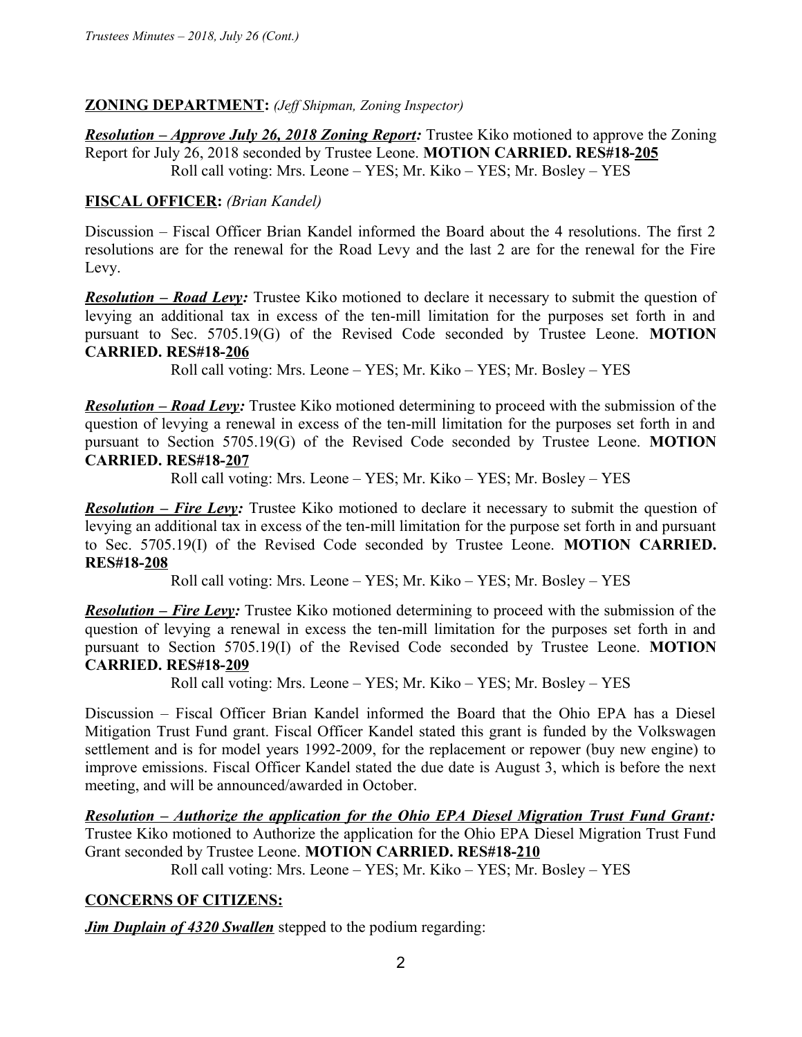**ZONING DEPARTMENT:** *(Jeff Shipman, Zoning Inspector)*

***Resolution – Approve July 26, 2018 Zoning Report:*** Trustee Kiko motioned to approve the Zoning Report for July 26, 2018 seconded by Trustee Leone. **MOTION CARRIED. RES#18-205**
Roll call voting: Mrs. Leone – YES; Mr. Kiko – YES; Mr. Bosley – YES

**FISCAL OFFICER:** *(Brian Kandel)*

Discussion – Fiscal Officer Brian Kandel informed the Board about the 4 resolutions. The first 2 resolutions are for the renewal for the Road Levy and the last 2 are for the renewal for the Fire Levy.

***Resolution – Road Levy:*** Trustee Kiko motioned to declare it necessary to submit the question of levying an additional tax in excess of the ten-mill limitation for the purposes set forth in and pursuant to Sec. 5705.19(G) of the Revised Code seconded by Trustee Leone. **MOTION CARRIED. RES#18-206**
Roll call voting: Mrs. Leone – YES; Mr. Kiko – YES; Mr. Bosley – YES

***Resolution – Road Levy:*** Trustee Kiko motioned determining to proceed with the submission of the question of levying a renewal in excess of the ten-mill limitation for the purposes set forth in and pursuant to Section 5705.19(G) of the Revised Code seconded by Trustee Leone. **MOTION CARRIED. RES#18-207**
Roll call voting: Mrs. Leone – YES; Mr. Kiko – YES; Mr. Bosley – YES

***Resolution – Fire Levy:*** Trustee Kiko motioned to declare it necessary to submit the question of levying an additional tax in excess of the ten-mill limitation for the purpose set forth in and pursuant to Sec. 5705.19(I) of the Revised Code seconded by Trustee Leone. **MOTION CARRIED. RES#18-208**
Roll call voting: Mrs. Leone – YES; Mr. Kiko – YES; Mr. Bosley – YES

***Resolution – Fire Levy:*** Trustee Kiko motioned determining to proceed with the submission of the question of levying a renewal in excess the ten-mill limitation for the purposes set forth in and pursuant to Section 5705.19(I) of the Revised Code seconded by Trustee Leone. **MOTION CARRIED. RES#18-209**
Roll call voting: Mrs. Leone – YES; Mr. Kiko – YES; Mr. Bosley – YES

Discussion – Fiscal Officer Brian Kandel informed the Board that the Ohio EPA has a Diesel Mitigation Trust Fund grant. Fiscal Officer Kandel stated this grant is funded by the Volkswagen settlement and is for model years 1992-2009, for the replacement or repower (buy new engine) to improve emissions. Fiscal Officer Kandel stated the due date is August 3, which is before the next meeting, and will be announced/awarded in October.

***Resolution – Authorize the application for the Ohio EPA Diesel Migration Trust Fund Grant:*** Trustee Kiko motioned to Authorize the application for the Ohio EPA Diesel Migration Trust Fund Grant seconded by Trustee Leone. **MOTION CARRIED. RES#18-210**
Roll call voting: Mrs. Leone – YES; Mr. Kiko – YES; Mr. Bosley – YES

**CONCERNS OF CITIZENS:**

***Jim Duplain of 4320 Swallen*** stepped to the podium regarding: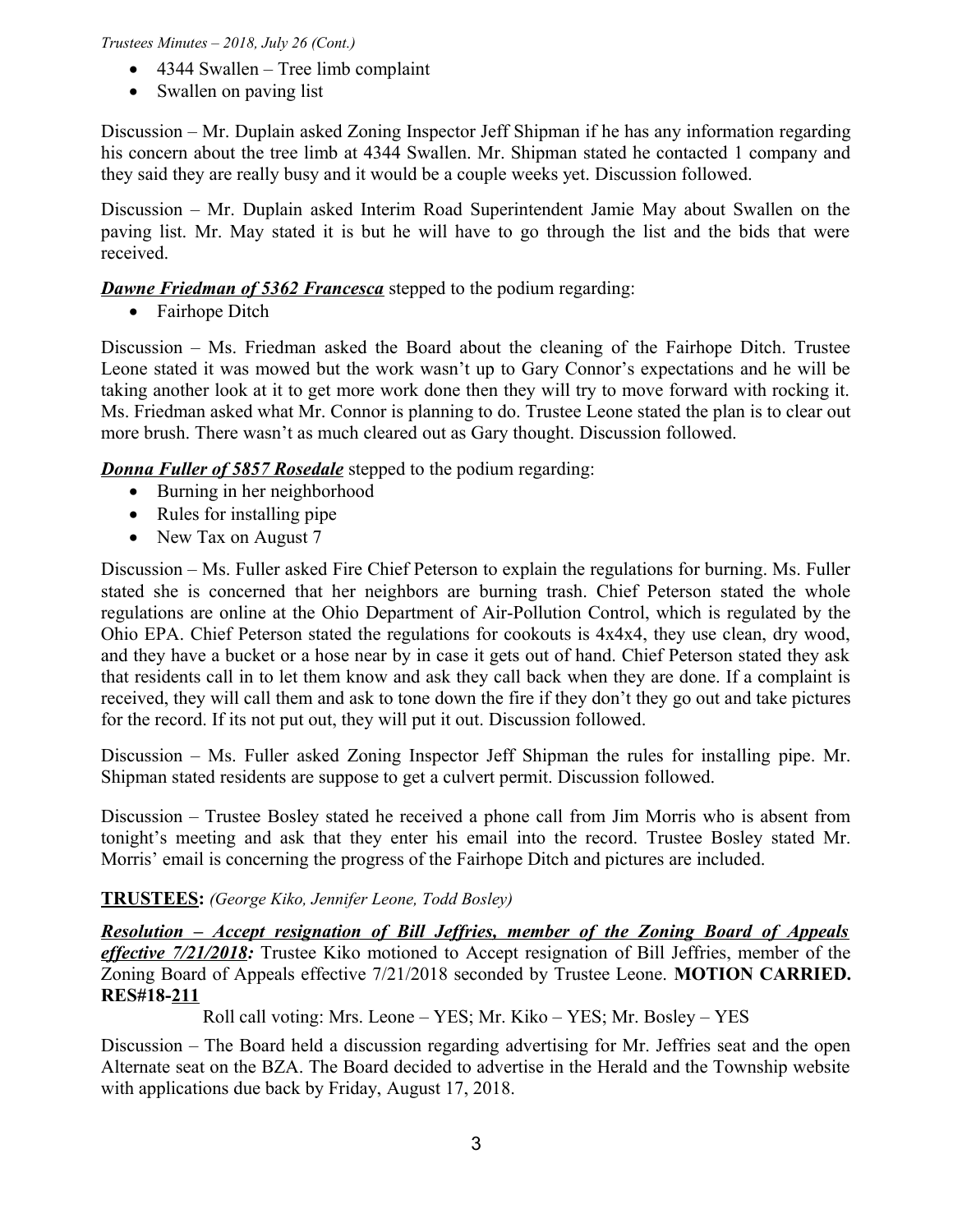- 4344 Swallen – Tree limb complaint
- Swallen on paving list

Discussion – Mr. Duplain asked Zoning Inspector Jeff Shipman if he has any information regarding his concern about the tree limb at 4344 Swallen. Mr. Shipman stated he contacted 1 company and they said they are really busy and it would be a couple weeks yet. Discussion followed.

Discussion – Mr. Duplain asked Interim Road Superintendent Jamie May about Swallen on the paving list. Mr. May stated it is but he will have to go through the list and the bids that were received.

***Dawne Friedman of 5362 Francesca*** stepped to the podium regarding:

- Fairhope Ditch

Discussion – Ms. Friedman asked the Board about the cleaning of the Fairhope Ditch. Trustee Leone stated it was mowed but the work wasn't up to Gary Connor's expectations and he will be taking another look at it to get more work done then they will try to move forward with rocking it. Ms. Friedman asked what Mr. Connor is planning to do. Trustee Leone stated the plan is to clear out more brush. There wasn't as much cleared out as Gary thought. Discussion followed.

***Donna Fuller of 5857 Rosedale*** stepped to the podium regarding:

- Burning in her neighborhood
- Rules for installing pipe
- New Tax on August 7

Discussion – Ms. Fuller asked Fire Chief Peterson to explain the regulations for burning. Ms. Fuller stated she is concerned that her neighbors are burning trash. Chief Peterson stated the whole regulations are online at the Ohio Department of Air-Pollution Control, which is regulated by the Ohio EPA. Chief Peterson stated the regulations for cookouts is 4x4x4, they use clean, dry wood, and they have a bucket or a hose near by in case it gets out of hand. Chief Peterson stated they ask that residents call in to let them know and ask they call back when they are done. If a complaint is received, they will call them and ask to tone down the fire if they don't they go out and take pictures for the record. If its not put out, they will put it out. Discussion followed.

Discussion – Ms. Fuller asked Zoning Inspector Jeff Shipman the rules for installing pipe. Mr. Shipman stated residents are suppose to get a culvert permit. Discussion followed.

Discussion – Trustee Bosley stated he received a phone call from Jim Morris who is absent from tonight's meeting and ask that they enter his email into the record. Trustee Bosley stated Mr. Morris' email is concerning the progress of the Fairhope Ditch and pictures are included.

**TRUSTEES:** *(George Kiko, Jennifer Leone, Todd Bosley)*

***Resolution – Accept resignation of Bill Jeffries, member of the Zoning Board of Appeals effective 7/21/2018:*** Trustee Kiko motioned to Accept resignation of Bill Jeffries, member of the Zoning Board of Appeals effective 7/21/2018 seconded by Trustee Leone. **MOTION CARRIED. RES#18-211**

Roll call voting: Mrs. Leone – YES; Mr. Kiko – YES; Mr. Bosley – YES

Discussion – The Board held a discussion regarding advertising for Mr. Jeffries seat and the open Alternate seat on the BZA. The Board decided to advertise in the Herald and the Township website with applications due back by Friday, August 17, 2018.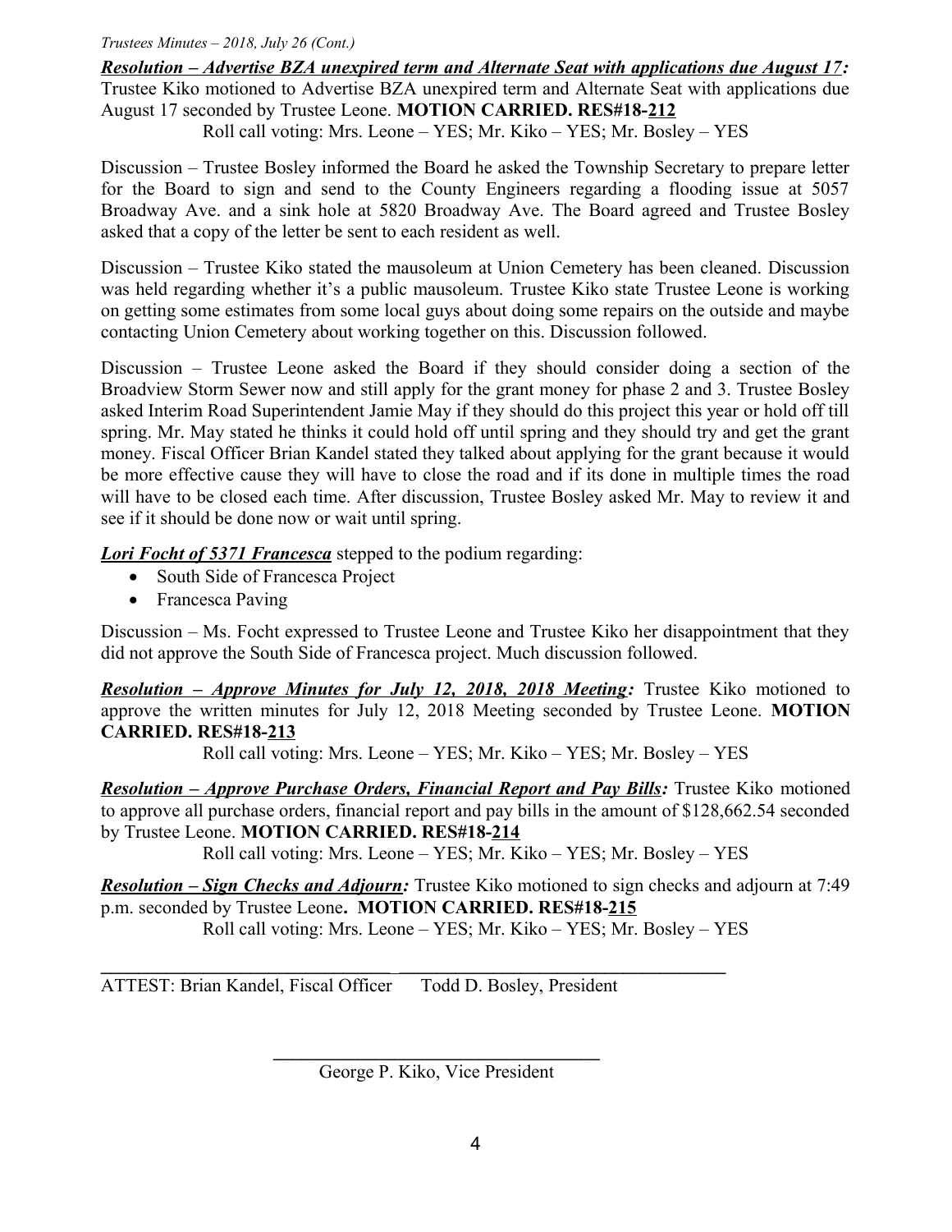***Resolution – Advertise BZA unexpired term and Alternate Seat with applications due August 17:*** Trustee Kiko motioned to Advertise BZA unexpired term and Alternate Seat with applications due August 17 seconded by Trustee Leone. **MOTION CARRIED. RES#18-212**

Roll call voting: Mrs. Leone – YES; Mr. Kiko – YES; Mr. Bosley – YES

Discussion – Trustee Bosley informed the Board he asked the Township Secretary to prepare letter for the Board to sign and send to the County Engineers regarding a flooding issue at 5057 Broadway Ave. and a sink hole at 5820 Broadway Ave. The Board agreed and Trustee Bosley asked that a copy of the letter be sent to each resident as well.

Discussion – Trustee Kiko stated the mausoleum at Union Cemetery has been cleaned. Discussion was held regarding whether it's a public mausoleum. Trustee Kiko state Trustee Leone is working on getting some estimates from some local guys about doing some repairs on the outside and maybe contacting Union Cemetery about working together on this. Discussion followed.

Discussion – Trustee Leone asked the Board if they should consider doing a section of the Broadview Storm Sewer now and still apply for the grant money for phase 2 and 3. Trustee Bosley asked Interim Road Superintendent Jamie May if they should do this project this year or hold off till spring. Mr. May stated he thinks it could hold off until spring and they should try and get the grant money. Fiscal Officer Brian Kandel stated they talked about applying for the grant because it would be more effective cause they will have to close the road and if its done in multiple times the road will have to be closed each time. After discussion, Trustee Bosley asked Mr. May to review it and see if it should be done now or wait until spring.

***Lori Focht of 5371 Francesca*** stepped to the podium regarding:

- South Side of Francesca Project
- Francesca Paving

Discussion – Ms. Focht expressed to Trustee Leone and Trustee Kiko her disappointment that they did not approve the South Side of Francesca project. Much discussion followed.

***Resolution – Approve Minutes for July 12, 2018, 2018 Meeting:*** Trustee Kiko motioned to approve the written minutes for July 12, 2018 Meeting seconded by Trustee Leone. **MOTION CARRIED. RES#18-213**

Roll call voting: Mrs. Leone – YES; Mr. Kiko – YES; Mr. Bosley – YES

***Resolution – Approve Purchase Orders, Financial Report and Pay Bills:*** Trustee Kiko motioned to approve all purchase orders, financial report and pay bills in the amount of $128,662.54 seconded by Trustee Leone. **MOTION CARRIED. RES#18-214**

Roll call voting: Mrs. Leone – YES; Mr. Kiko – YES; Mr. Bosley – YES

***Resolution – Sign Checks and Adjourn:*** Trustee Kiko motioned to sign checks and adjourn at 7:49 p.m. seconded by Trustee Leone**. MOTION CARRIED. RES#18-215**

Roll call voting: Mrs. Leone – YES; Mr. Kiko – YES; Mr. Bosley – YES

______________________________ ______________________________

ATTEST: Brian Kandel, Fiscal Officer Todd D. Bosley, President

______________________________

George P. Kiko, Vice President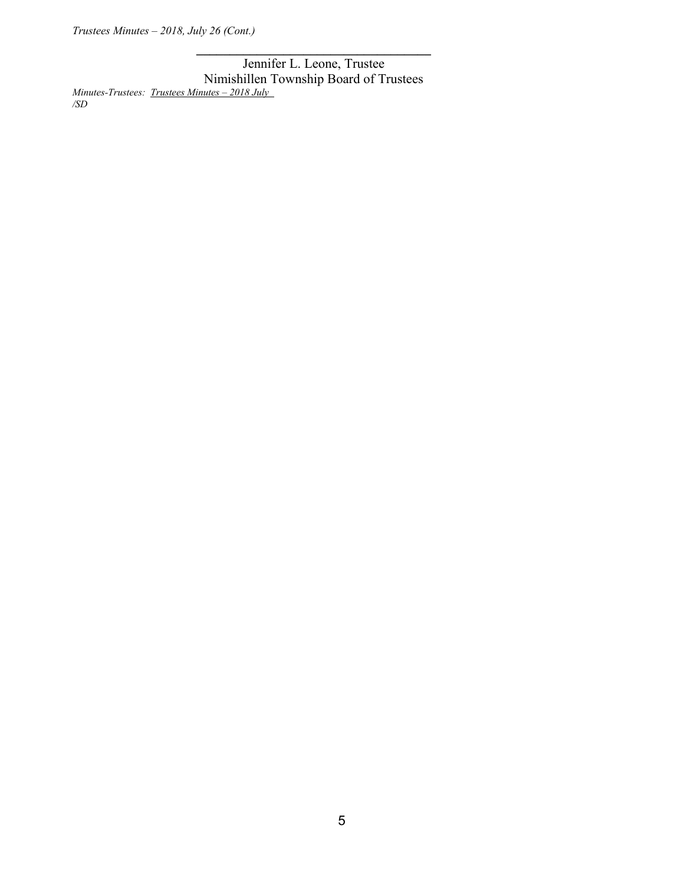\_\_\_\_\_\_\_\_\_\_\_\_\_\_\_\_\_\_\_\_\_\_\_\_\_\_\_\_\_\_\_\_\_\_\_\_

Jennifer L. Leone, Trustee
Nimishillen Township Board of Trustees

*Minutes-Trustees: Trustees Minutes – 2018 July*
*/SD*